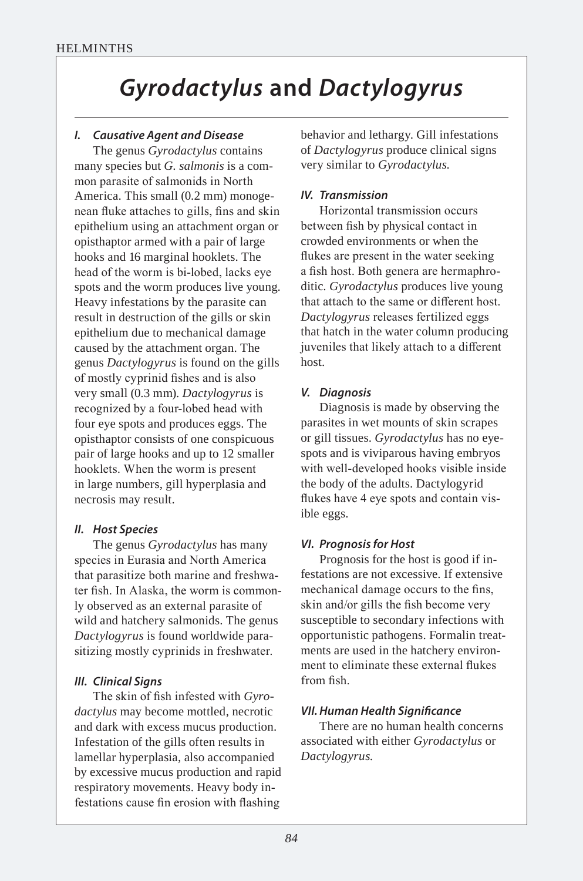# *Gyrodactylus* and *Dactylogyrus*

### I. Causative Agent and Disease

The genus *Gyrodactylus* contains many species but *G. salmonis* is a common parasite of salmonids in North America. This small (0.2 mm) monogenean fluke attaches to gills, fins and skin epithelium using an attachment organ or opisthaptor armed with a pair of large hooks and 16 marginal hooklets. The head of the worm is bi-lobed, lacks eye spots and the worm produces live young. Heavy infestations by the parasite can result in destruction of the gills or skin epithelium due to mechanical damage caused by the attachment organ. The genus *Dactylogyrus* is found on the gills of mostly cyprinid fishes and is also very small (0.3 mm). *Dactylogyrus* is recognized by a four-lobed head with four eye spots and produces eggs. The opisthaptor consists of one conspicuous pair of large hooks and up to 12 smaller hooklets. When the worm is present in large numbers, gill hyperplasia and necrosis may result.

### II. Host Species

The genus *Gyrodactylus* has many species in Eurasia and North America that parasitize both marine and freshwater fish. In Alaska, the worm is commonly observed as an external parasite of wild and hatchery salmonids. The genus *Dactylogyrus* is found worldwide parasitizing mostly cyprinids in freshwater.

### III. Clinical Signs

The skin of fish infested with *Gyrodactylus* may become mottled, necrotic and dark with excess mucus production. Infestation of the gills often results in lamellar hyperplasia, also accompanied by excessive mucus production and rapid respiratory movements. Heavy body infestations cause fin erosion with flashing behavior and lethargy. Gill infestations of *Dactylogyrus* produce clinical signs very similar to *Gyrodactylus.*

### IV. Transmission

Horizontal transmission occurs between fish by physical contact in crowded environments or when the flukes are present in the water seeking a fish host. Both genera are hermaphroditic. *Gyrodactylus* produces live young that attach to the same or different host. *Dactylogyrus* releases fertilized eggs that hatch in the water column producing juveniles that likely attach to a different host.

### V. Diagnosis

Diagnosis is made by observing the parasites in wet mounts of skin scrapes or gill tissues. *Gyrodactylus* has no eyespots and is viviparous having embryos with well-developed hooks visible inside the body of the adults. Dactylogyrid flukes have 4 eye spots and contain visible eggs.

### VI. Prognosis for Host

Prognosis for the host is good if infestations are not excessive. If extensive mechanical damage occurs to the fins, skin and/or gills the fish become very susceptible to secondary infections with opportunistic pathogens. Formalin treatments are used in the hatchery environment to eliminate these external flukes from fish.

### VII. Human Health Significance

There are no human health concerns associated with either *Gyrodactylus* or *Dactylogyrus.*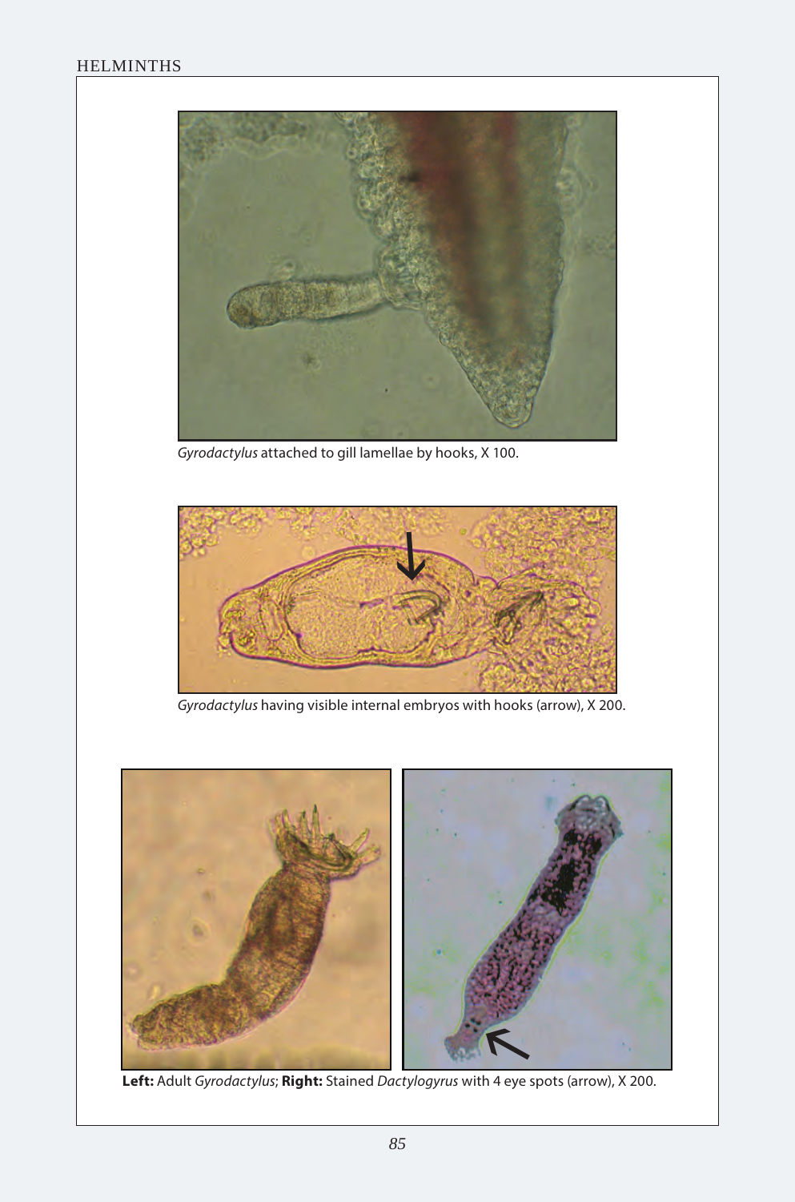*Gyrodactylus* attached to gill lamellae by hooks, X 100.

*Gyrodactylus* having visible internal embryos with hooks (arrow), X 200.

**Left:** Adult *Gyrodactylus*; **Right:** Stained *Dactylogyrus* with 4 eye spots (arrow), X 200.